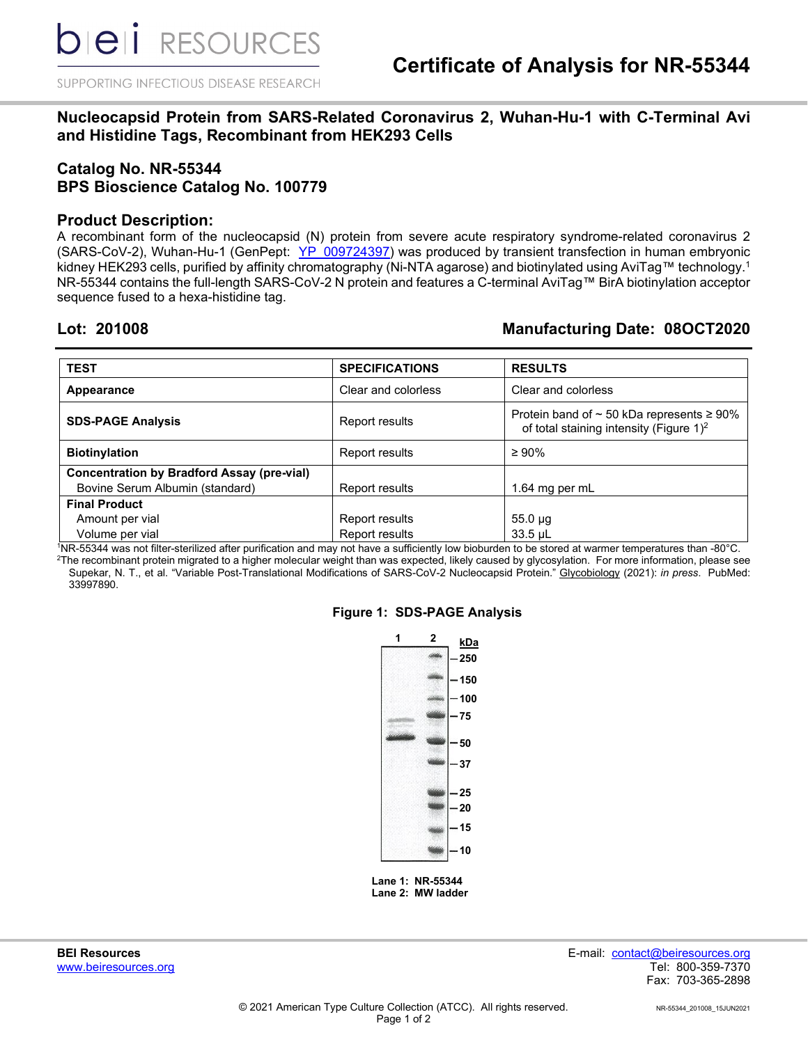# Certificate of Analysis for NR-55344

## Nucleocapsid Protein from SARS-Related Coronavirus 2, Wuhan-Hu-1 with C-Terminal Avi and Histidine Tags, Recombinant from HEK293 Cells

### Catalog No. NR-55344
### BPS Bioscience Catalog No. 100779

### Product Description:

A recombinant form of the nucleocapsid (N) protein from severe acute respiratory syndrome-related coronavirus 2 (SARS-CoV-2), Wuhan-Hu-1 (GenPept: YP_009724397) was produced by transient transfection in human embryonic kidney HEK293 cells, purified by affinity chromatography (Ni-NTA agarose) and biotinylated using AviTag™ technology.[1] NR-55344 contains the full-length SARS-CoV-2 N protein and features a C-terminal AviTag™ BirA biotinylation acceptor sequence fused to a hexa-histidine tag.

**Lot: 201008** | **Manufacturing Date: 08OCT2020**

| TEST | SPECIFICATIONS | RESULTS |
|---|---|---|
| **Appearance** | Clear and colorless | Clear and colorless |
| **SDS-PAGE Analysis** | Report results | Protein band of ~ 50 kDa represents ≥ 90% of total staining intensity (Figure 1)[2] |
| **Biotinylation** | Report results | ≥ 90% |
| **Concentration by Bradford Assay (pre-vial)** Bovine Serum Albumin (standard) | Report results | 1.64 mg per mL |
| **Final Product** Amount per vial | Report results | 55.0 µg |
| Volume per vial | Report results | 33.5 µL |

[1]NR-55344 was not filter-sterilized after purification and may not have a sufficiently low bioburden to be stored at warmer temperatures than -80°C.

[2]The recombinant protein migrated to a higher molecular weight than was expected, likely caused by glycosylation. For more information, please see Supekar, N. T., et al. "Variable Post-Translational Modifications of SARS-CoV-2 Nucleocapsid Protein." Glycobiology (2021): *in press*. PubMed: 33997890.

**Figure 1: SDS-PAGE Analysis**

**Lane 1: NR-55344**
**Lane 2: MW ladder**

**BEI Resources**
www.beiresources.org

E-mail: contact@beiresources.org
Tel: 800-359-7370
Fax: 703-365-2898

© 2021 American Type Culture Collection (ATCC). All rights reserved.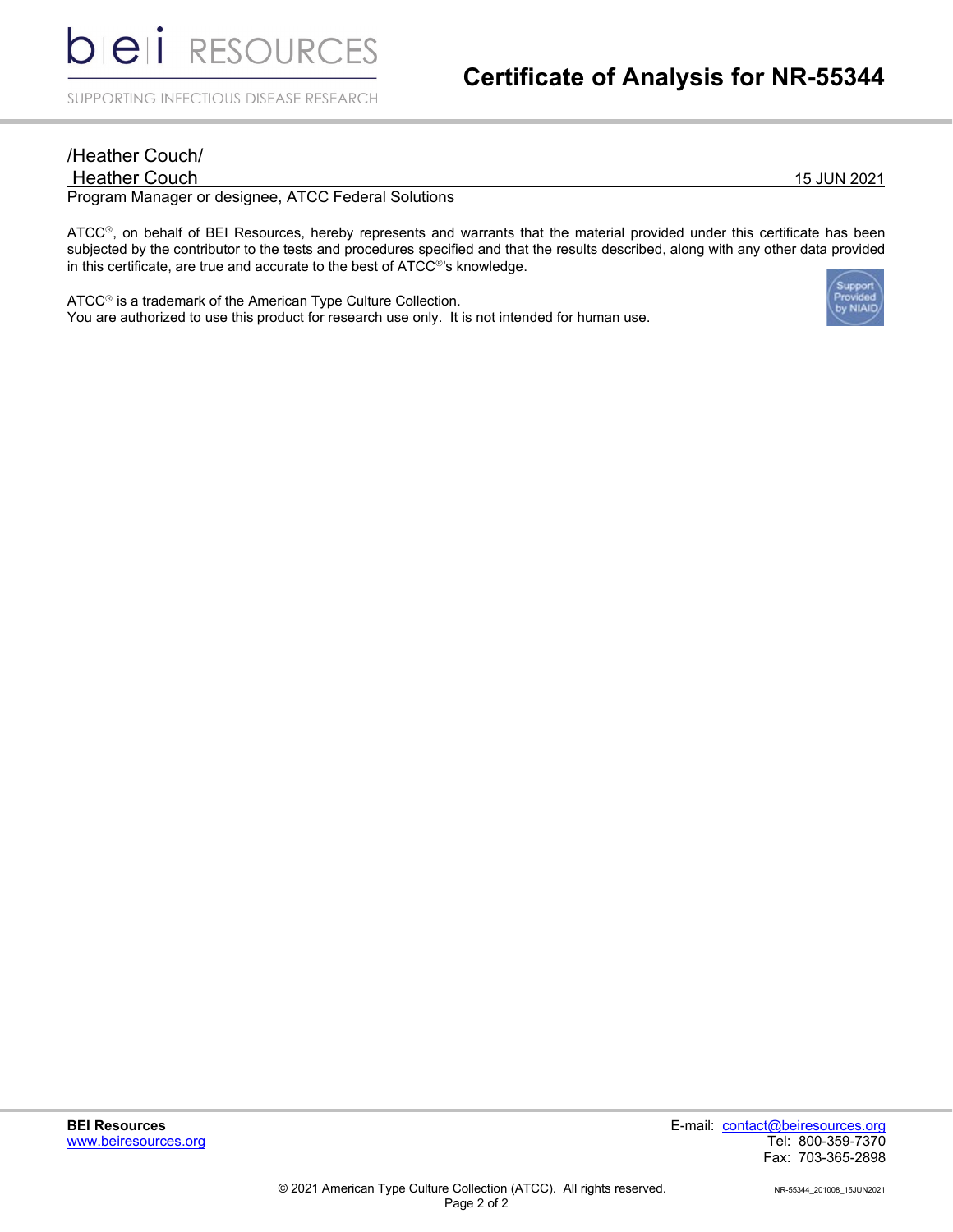/Heather Couch/
Heather Couch 15 JUN 2021

Program Manager or designee, ATCC Federal Solutions

ATCC®, on behalf of BEI Resources, hereby represents and warrants that the material provided under this certificate has been subjected by the contributor to the tests and procedures specified and that the results described, along with any other data provided in this certificate, are true and accurate to the best of ATCC®'s knowledge.

ATCC® is a trademark of the American Type Culture Collection.
You are authorized to use this product for research use only. It is not intended for human use.

**BEI Resources**
www.beiresources.org

E-mail: contact@beiresources.org
Tel: 800-359-7370
Fax: 703-365-2898

© 2021 American Type Culture Collection (ATCC). All rights reserved.

NR-55344_201008_15JUN2021